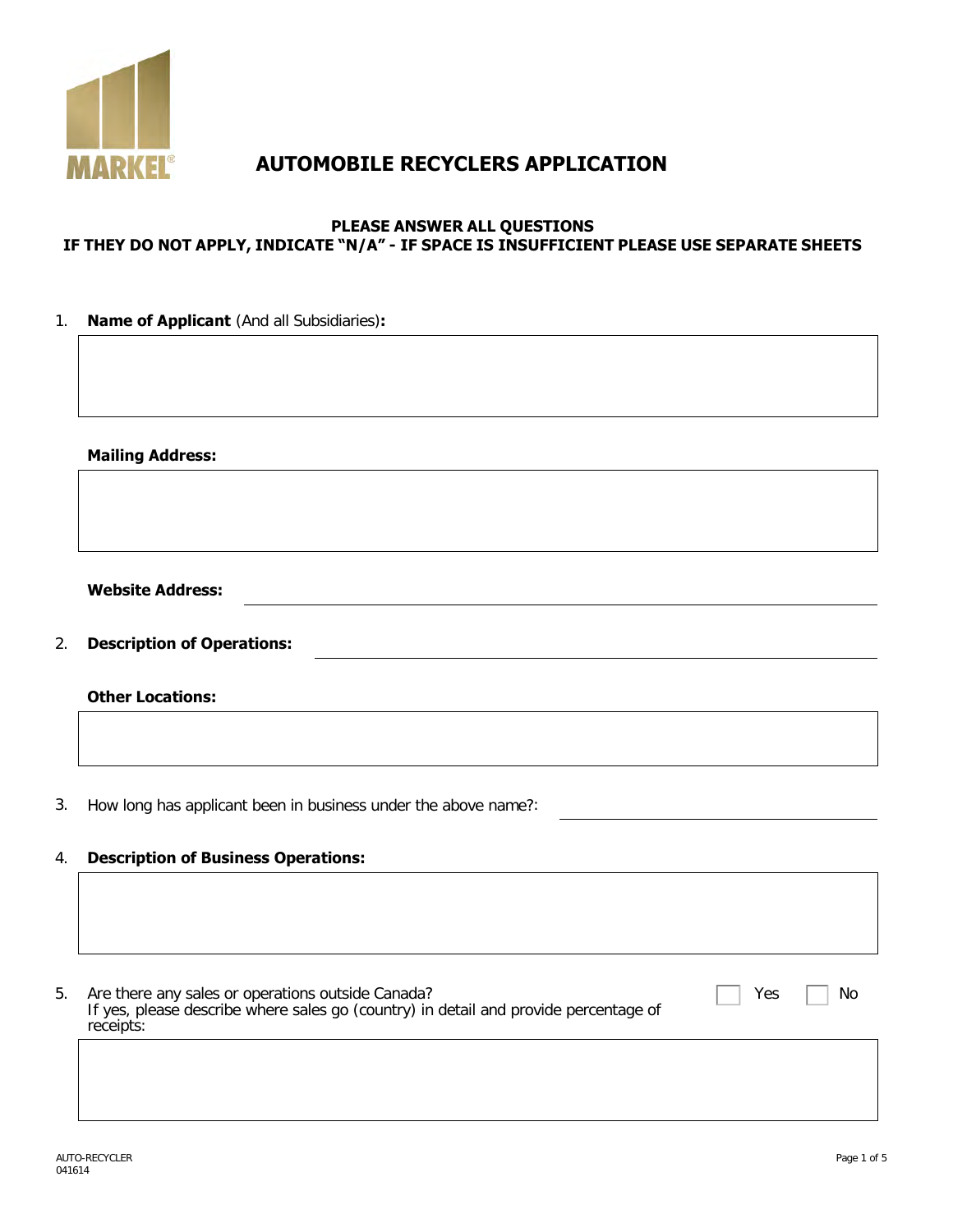MARKEL

# AUTOMOBILE RECYCLERS APPLICATION

**PLEASE ANSWER ALL QUESTIONS**
**IF THEY DO NOT APPLY, INDICATE "N/A" - IF SPACE IS INSUFFICIENT PLEASE USE SEPARATE SHEETS**

1. **Name of Applicant** (And all Subsidiaries)**:**

   **Mailing Address:**

   **Website Address:** ______________________

2. **Description of Operations:** ______________________

   **Other Locations:**

3. How long has applicant been in business under the above name?: ______________________

4. **Description of Business Operations:**

5. Are there any sales or operations outside Canada? ☐ Yes ☐ No
   If yes, please describe where sales go (country) in detail and provide percentage of receipts:

AUTO-RECYCLER
041614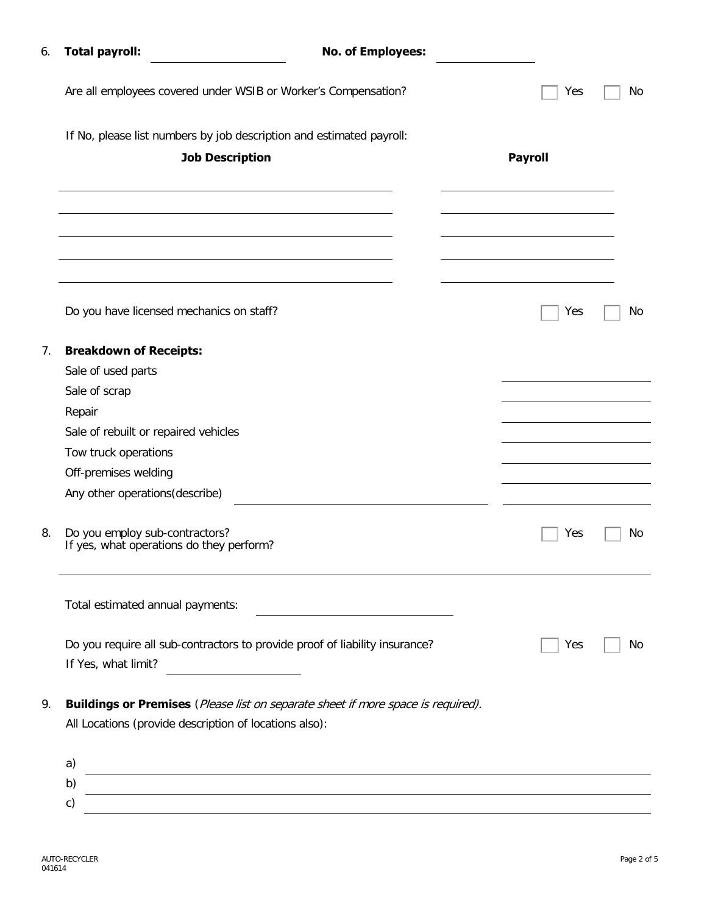6. **Total payroll:** ____________________ **No. of Employees:** ______________

   Are all employees covered under WSIB or Worker's Compensation? ☐ Yes ☐ No

   If No, please list numbers by job description and estimated payroll:

| Job Description | Payroll |
|---|---|
| | |
| | |
| | |
| | |
| | |

   Do you have licensed mechanics on staff? ☐ Yes ☐ No

7. **Breakdown of Receipts:**

   Sale of used parts ____________________

   Sale of scrap ____________________

   Repair ____________________

   Sale of rebuilt or repaired vehicles ____________________

   Tow truck operations ____________________

   Off-premises welding ____________________

   Any other operations(describe) ____________________ ____________________

8. Do you employ sub-contractors? ☐ Yes ☐ No
   If yes, what operations do they perform?

   ________________________________________

   Total estimated annual payments: ____________________

   Do you require all sub-contractors to provide proof of liability insurance? ☐ Yes ☐ No
   If Yes, what limit? ____________________

9. **Buildings or Premises** (*Please list on separate sheet if more space is required).*
   All Locations (provide description of locations also):

   a) ________________________________________

   b) ________________________________________

   c) ________________________________________

AUTO-RECYCLER
041614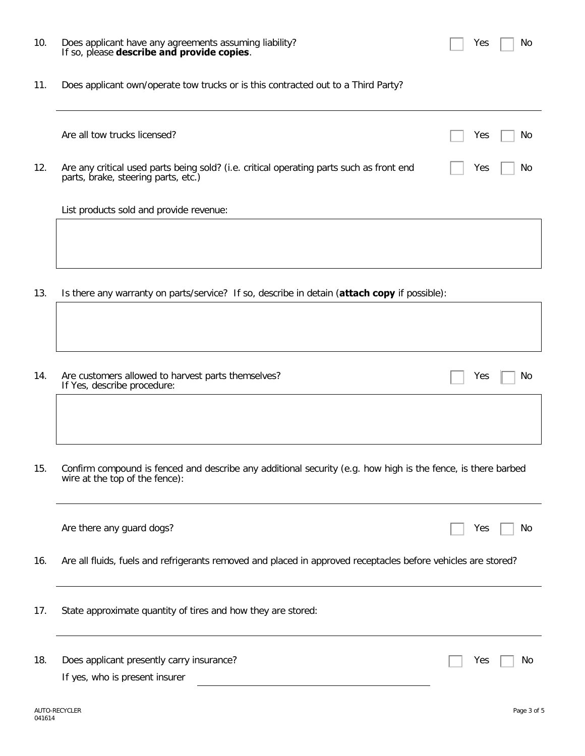10. Does applicant have any agreements assuming liability? If so, please **describe and provide copies**. ☐ Yes ☐ No

11. Does applicant own/operate tow trucks or is this contracted out to a Third Party?

    ______________________________________________

    Are all tow trucks licensed? ☐ Yes ☐ No

12. Are any critical used parts being sold? (i.e. critical operating parts such as front end parts, brake, steering parts, etc.) ☐ Yes ☐ No

    List products sold and provide revenue:

    ______________________________________________

13. Is there any warranty on parts/service? If so, describe in detail (**attach copy** if possible):

    ______________________________________________

14. Are customers allowed to harvest parts themselves? ☐ Yes ☐ No
    If Yes, describe procedure:

    ______________________________________________

15. Confirm compound is fenced and describe any additional security (e.g. how high is the fence, is there barbed wire at the top of the fence):

    ______________________________________________

    Are there any guard dogs? ☐ Yes ☐ No

16. Are all fluids, fuels and refrigerants removed and placed in approved receptacles before vehicles are stored?

    ______________________________________________

17. State approximate quantity of tires and how they are stored:

    ______________________________________________

18. Does applicant presently carry insurance? ☐ Yes ☐ No

    If yes, who is present insurer ______________________________

AUTO-RECYCLER
041614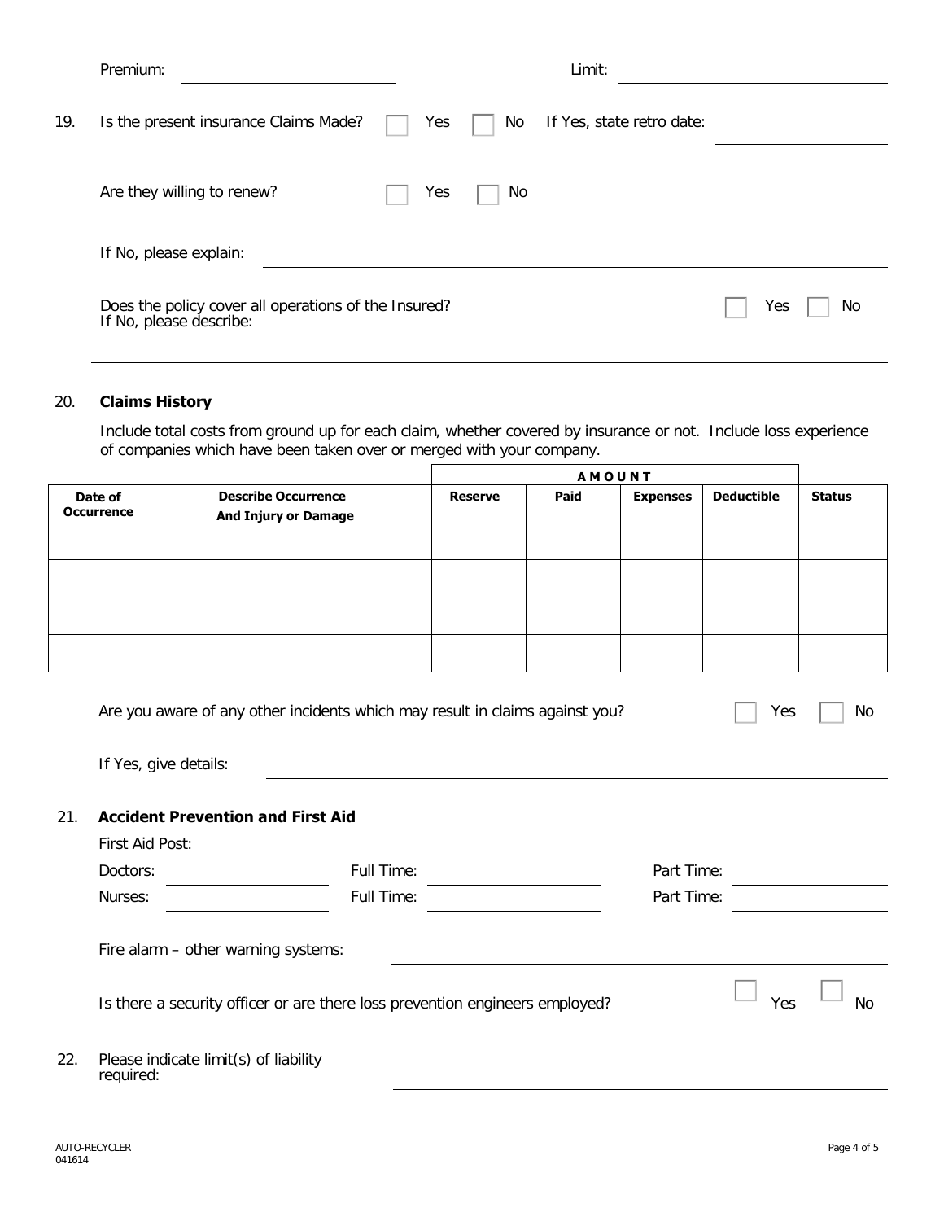Premium: ______________________ Limit: ______________________

19. Is the present insurance Claims Made? ☐ Yes ☐ No If Yes, state retro date: ______________________

Are they willing to renew? ☐ Yes ☐ No

If No, please explain: ______________________

Does the policy cover all operations of the Insured? ☐ Yes ☐ No
If No, please describe:

______________________

20. **Claims History**

Include total costs from ground up for each claim, whether covered by insurance or not. Include loss experience of companies which have been taken over or merged with your company.

| | | **AMOUNT** | | | | |
|---|---|---|---|---|---|---|
| **Date of Occurrence** | **Describe Occurrence And Injury or Damage** | **Reserve** | **Paid** | **Expenses** | **Deductible** | **Status** |
| | | | | | | |
| | | | | | | |
| | | | | | | |
| | | | | | | |

Are you aware of any other incidents which may result in claims against you? ☐ Yes ☐ No

If Yes, give details: ______________________

21. **Accident Prevention and First Aid**

First Aid Post:

Doctors: ______________ Full Time: ______________ Part Time: ______________

Nurses: ______________ Full Time: ______________ Part Time: ______________

Fire alarm – other warning systems: ______________________

Is there a security officer or are there loss prevention engineers employed? ☐ Yes ☐ No

22. Please indicate limit(s) of liability required: ______________________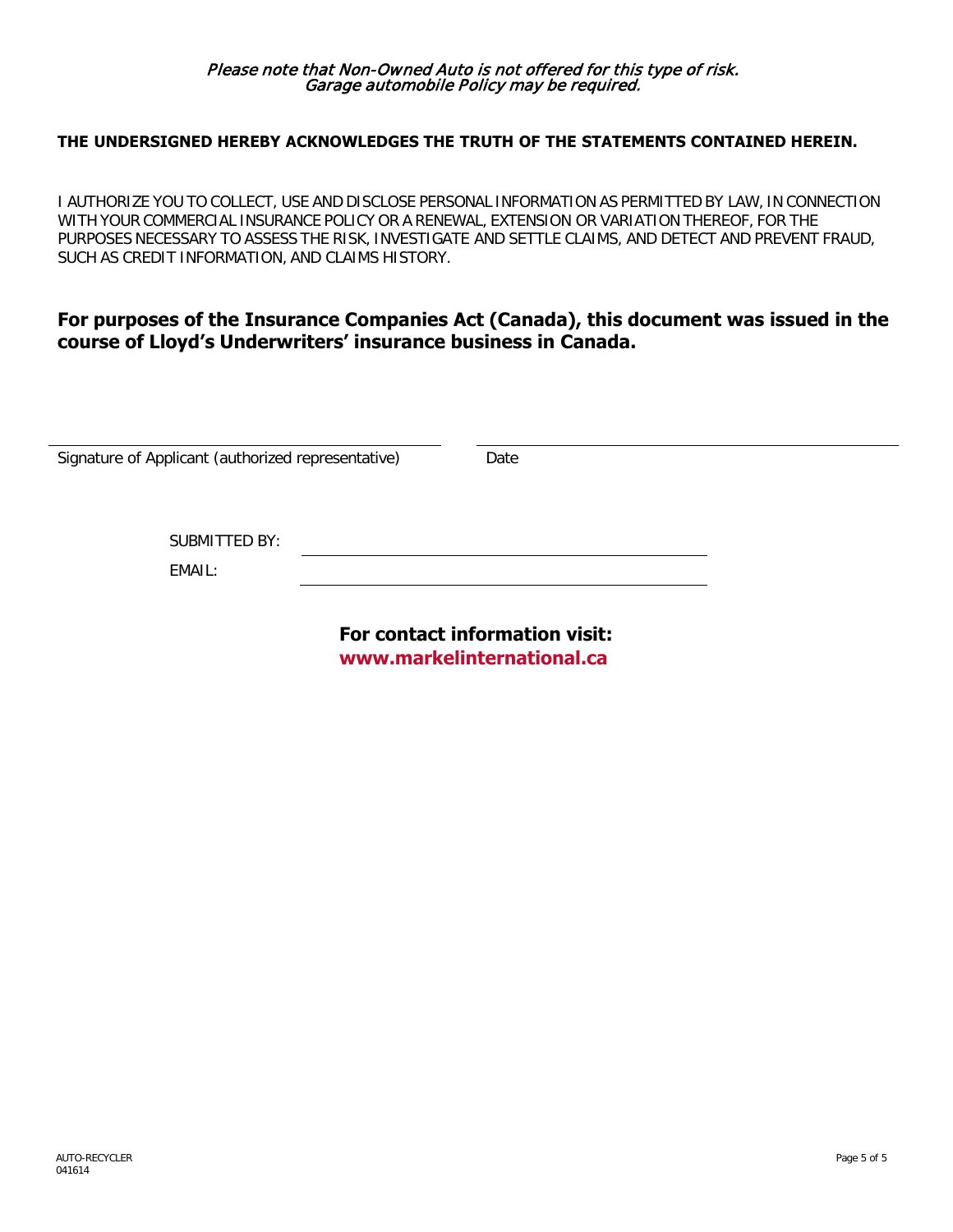*Please note that Non-Owned Auto is not offered for this type of risk.*
*Garage automobile Policy may be required.*

**THE UNDERSIGNED HEREBY ACKNOWLEDGES THE TRUTH OF THE STATEMENTS CONTAINED HEREIN.**

I AUTHORIZE YOU TO COLLECT, USE AND DISCLOSE PERSONAL INFORMATION AS PERMITTED BY LAW, IN CONNECTION WITH YOUR COMMERCIAL INSURANCE POLICY OR A RENEWAL, EXTENSION OR VARIATION THEREOF, FOR THE PURPOSES NECESSARY TO ASSESS THE RISK, INVESTIGATE AND SETTLE CLAIMS, AND DETECT AND PREVENT FRAUD, SUCH AS CREDIT INFORMATION, AND CLAIMS HISTORY.

**For purposes of the Insurance Companies Act (Canada), this document was issued in the course of Lloyd's Underwriters' insurance business in Canada.**

\_\_\_\_\_\_\_\_\_\_\_\_\_\_\_\_\_\_\_\_\_\_\_\_\_\_\_\_\_\_\_\_\_\_\_\_\_\_\_\_ \_\_\_\_\_\_\_\_\_\_\_\_\_\_\_\_\_\_\_\_\_\_\_\_\_\_\_\_\_\_\_\_\_\_\_\_\_\_\_\_

Signature of Applicant (authorized representative) Date

SUBMITTED BY: \_\_\_\_\_\_\_\_\_\_\_\_\_\_\_\_\_\_\_\_\_\_\_\_\_\_\_\_\_\_\_\_\_\_\_\_\_\_\_\_

EMAIL: \_\_\_\_\_\_\_\_\_\_\_\_\_\_\_\_\_\_\_\_\_\_\_\_\_\_\_\_\_\_\_\_\_\_\_\_\_\_\_\_

**For contact information visit:**
**www.markelinternational.ca**

AUTO-RECYCLER
041614